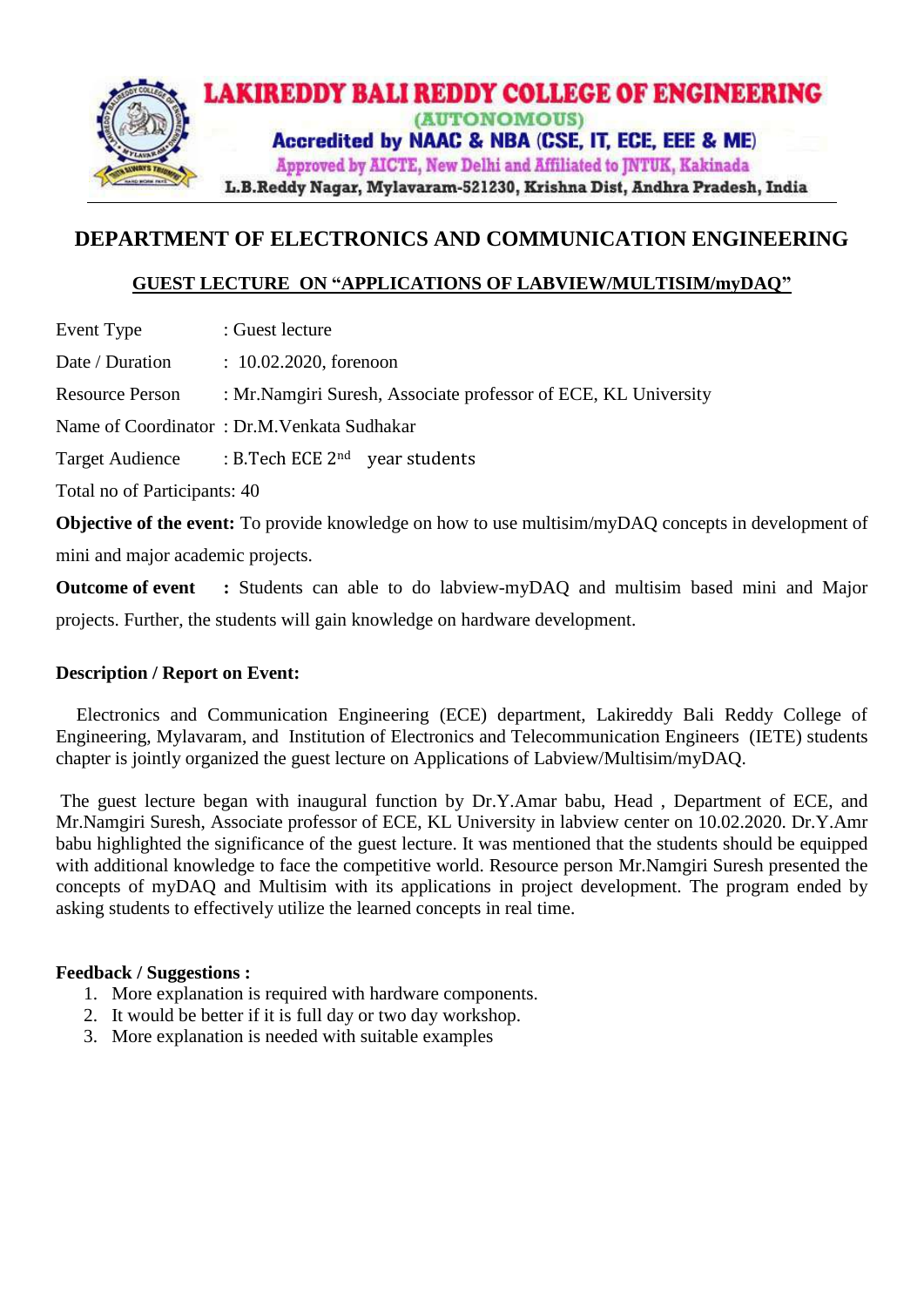**LAKIREDDY BALI REDDY COLLEGE OF ENGINEERING**
(AUTONOMOUS)
Accredited by NAAC & NBA (CSE, IT, ECE, EEE & ME)
Approved by AICTE, New Delhi and Affiliated to JNTUK, Kakinada
L.B.Reddy Nagar, Mylavaram-521230, Krishna Dist, Andhra Pradesh, India

# DEPARTMENT OF ELECTRONICS AND COMMUNICATION ENGINEERING

## GUEST LECTURE ON "APPLICATIONS OF LABVIEW/MULTISIM/myDAQ"

Event Type : Guest lecture

Date / Duration : 10.02.2020, forenoon

Resource Person : Mr.Namgiri Suresh, Associate professor of ECE, KL University

Name of Coordinator : Dr.M.Venkata Sudhakar

Target Audience : B.Tech ECE 2nd year students

Total no of Participants: 40

**Objective of the event:** To provide knowledge on how to use multisim/myDAQ concepts in development of mini and major academic projects.

**Outcome of event :** Students can able to do labview-myDAQ and multisim based mini and Major projects. Further, the students will gain knowledge on hardware development.

**Description / Report on Event:**

Electronics and Communication Engineering (ECE) department, Lakireddy Bali Reddy College of Engineering, Mylavaram, and Institution of Electronics and Telecommunication Engineers (IETE) students chapter is jointly organized the guest lecture on Applications of Labview/Multisim/myDAQ.

The guest lecture began with inaugural function by Dr.Y.Amar babu, Head , Department of ECE, and Mr.Namgiri Suresh, Associate professor of ECE, KL University in labview center on 10.02.2020. Dr.Y.Amr babu highlighted the significance of the guest lecture. It was mentioned that the students should be equipped with additional knowledge to face the competitive world. Resource person Mr.Namgiri Suresh presented the concepts of myDAQ and Multisim with its applications in project development. The program ended by asking students to effectively utilize the learned concepts in real time.

**Feedback / Suggestions :**

1. More explanation is required with hardware components.
2. It would be better if it is full day or two day workshop.
3. More explanation is needed with suitable examples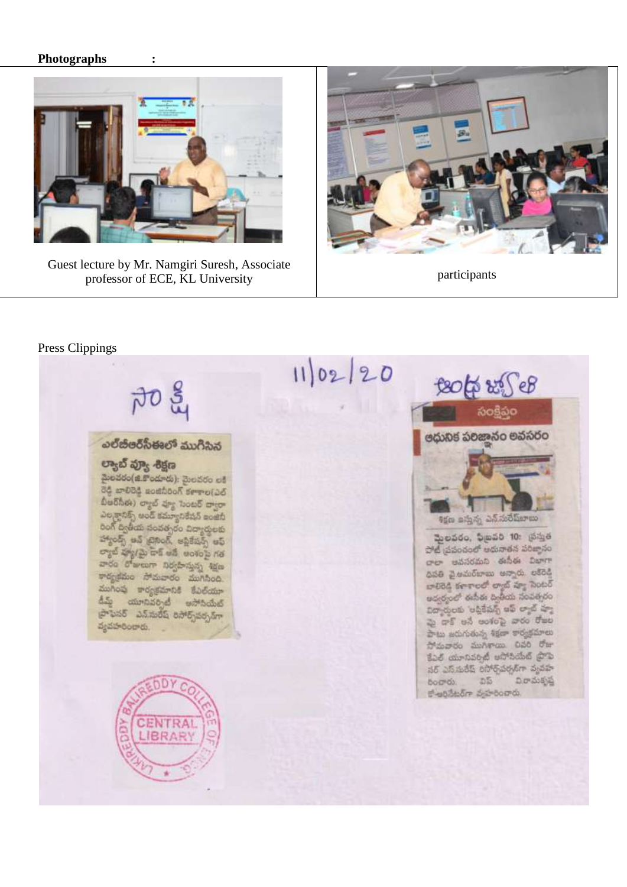**Photographs** :

| | |
|---|---|
| Guest lecture by Mr. Namgiri Suresh, Associate professor of ECE, KL University | participants |

Press Clippings

11/02/20

సాక్షి

ఎల్‌బీఆర్‌సీఈలో ముగిసిన

ల్యాబ్ వ్యూ శిక్షణ

మైలవరం(జి.కొండూరు): మైలవరం లకి రెడ్డి బాలిరెడ్డి ఇంజినీరింగ్ కళాశాల(ఎల్ బీఆర్‌సీఈ) ల్యాబ్ వ్యూ సెంటర్ ద్వారా ఎలక్ట్రానిక్స్ అండ్ కమ్యూనికేషన్ ఇంజినీరింగ్ ద్వితీయ సంవత్సరం విద్యార్థులకు హ్యాండ్స్ ఆన్ ట్రైనింగ్ అప్లికేషన్స్ ఆఫ్ ల్యాబ్ వ్యూ/మై డాక్ అనే అంశంపై గత వారం రోజులుగా నిర్వహిస్తున్న శిక్షణ కార్యక్రమం సోమవారం ముగిసింది. ముగింపు కార్యక్రమానికి కేఎల్‌యూ డీమ్డ్ యూనివర్సిటీ అసోసియేట్ ప్రొఫెసర్ ఎన్.సురేష్ రిసోర్స్‌పర్సన్‌గా వ్యవహరించారు.

ఆంధ్రజ్యోతి

సంక్షిప్తం

ఆధునిక పరిజ్ఞానం అవసరం

శిక్షణ ఇస్తున్న ఎన్.సురేష్‌బాబు

మైలవరం, ఫిబ్రవరి 10: ప్రస్తుత పోటీ ప్రపంచంలో ఆధునాతన పరిజ్ఞానం చాలా అవసరమని ఈసీఈ విభాగా ధిపతి వై.అమర్‌బాబు అన్నారు. లకిరెడ్డి బాలిరెడ్డి కళాశాలలో ల్యాబ్ వ్యూ సెంటర్ ఆధ్వర్యంలో ఈసీఈ ద్వితీయ సంవత్సరం విద్యార్థులకు అప్లికేషన్స్ ఆఫ్ ల్యాబ్ వ్యూ మై డాక్ అనే అంశంపై వారం రోజుల పాటు జరుగుతున్న శిక్షణా కార్యక్రమాలు సోమవారం ముగిశాయి. చివరి రోజు కేఎల్ యూనివర్సిటీ అసోసియేట్ ప్రొఫెసర్ ఎన్.సురేష్ రిసోర్స్‌పర్సన్‌గా వ్యవహరించారు. విసి విరామకృష్ణ కో-ఆర్డినేటర్‌గా వ్యవహరించారు.

LAKIREDDY BALIREDDY COLLEGE OF ENGG.
CENTRAL LIBRARY